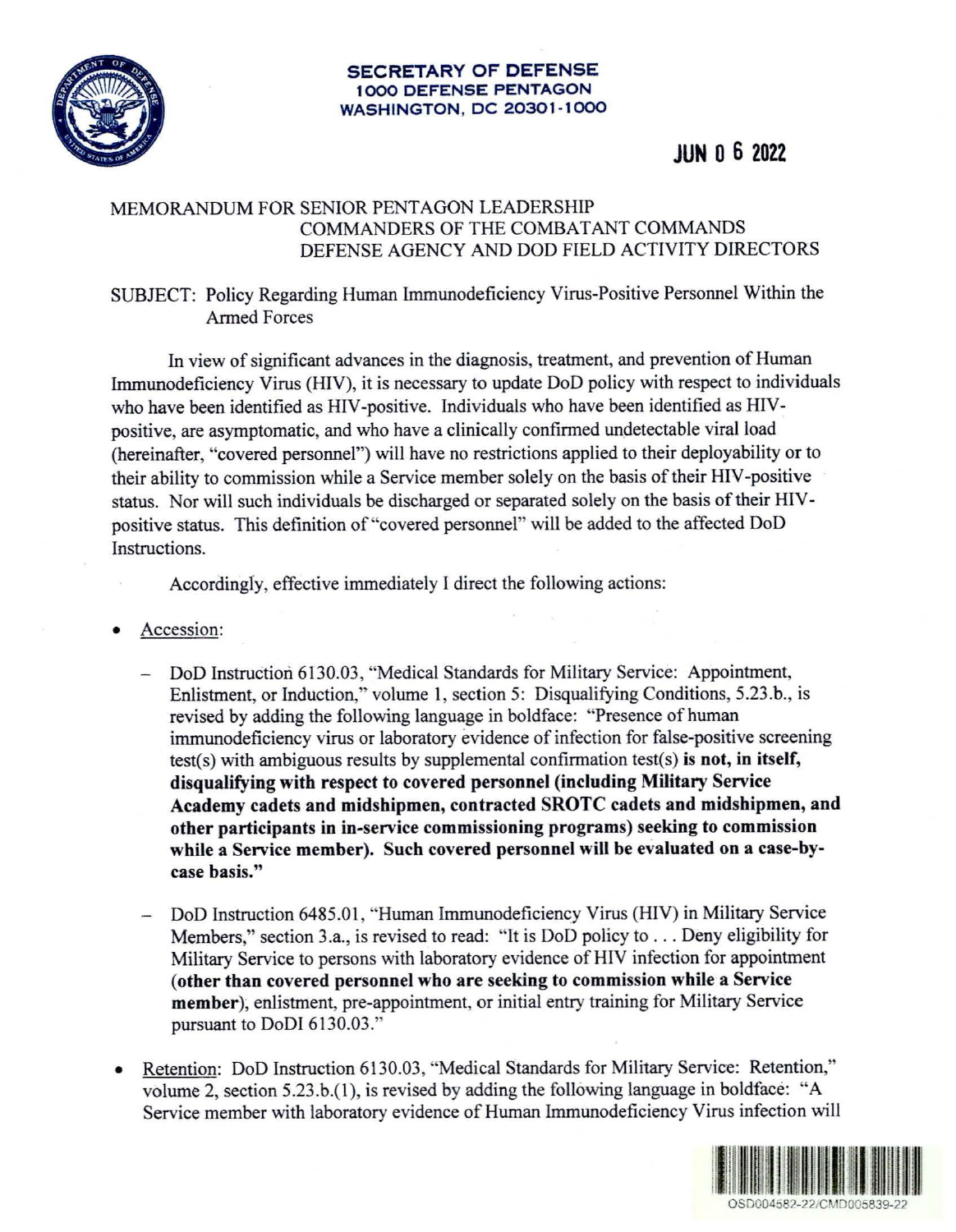**SECRETARY OF DEFENSE**
**1000 DEFENSE PENTAGON**
**WASHINGTON, DC 20301-1000**

**JUN 06 2022**

MEMORANDUM FOR SENIOR PENTAGON LEADERSHIP
COMMANDERS OF THE COMBATANT COMMANDS
DEFENSE AGENCY AND DOD FIELD ACTIVITY DIRECTORS

SUBJECT: Policy Regarding Human Immunodeficiency Virus-Positive Personnel Within the Armed Forces

In view of significant advances in the diagnosis, treatment, and prevention of Human Immunodeficiency Virus (HIV), it is necessary to update DoD policy with respect to individuals who have been identified as HIV-positive. Individuals who have been identified as HIV-positive, are asymptomatic, and who have a clinically confirmed undetectable viral load (hereinafter, "covered personnel") will have no restrictions applied to their deployability or to their ability to commission while a Service member solely on the basis of their HIV-positive status. Nor will such individuals be discharged or separated solely on the basis of their HIV-positive status. This definition of "covered personnel" will be added to the affected DoD Instructions.

Accordingly, effective immediately I direct the following actions:

- Accession:
  - DoD Instruction 6130.03, "Medical Standards for Military Service: Appointment, Enlistment, or Induction," volume 1, section 5: Disqualifying Conditions, 5.23.b., is revised by adding the following language in boldface: "Presence of human immunodeficiency virus or laboratory evidence of infection for false-positive screening test(s) with ambiguous results by supplemental confirmation test(s) **is not, in itself, disqualifying with respect to covered personnel (including Military Service Academy cadets and midshipmen, contracted SROTC cadets and midshipmen, and other participants in in-service commissioning programs) seeking to commission while a Service member). Such covered personnel will be evaluated on a case-by-case basis."**
  - DoD Instruction 6485.01, "Human Immunodeficiency Virus (HIV) in Military Service Members," section 3.a., is revised to read: "It is DoD policy to . . . Deny eligibility for Military Service to persons with laboratory evidence of HIV infection for appointment **(other than covered personnel who are seeking to commission while a Service member)**, enlistment, pre-appointment, or initial entry training for Military Service pursuant to DoDI 6130.03."
- Retention: DoD Instruction 6130.03, "Medical Standards for Military Service: Retention," volume 2, section 5.23.b.(1), is revised by adding the following language in boldface: "A Service member with laboratory evidence of Human Immunodeficiency Virus infection will

OSD004582-22/CMD005839-22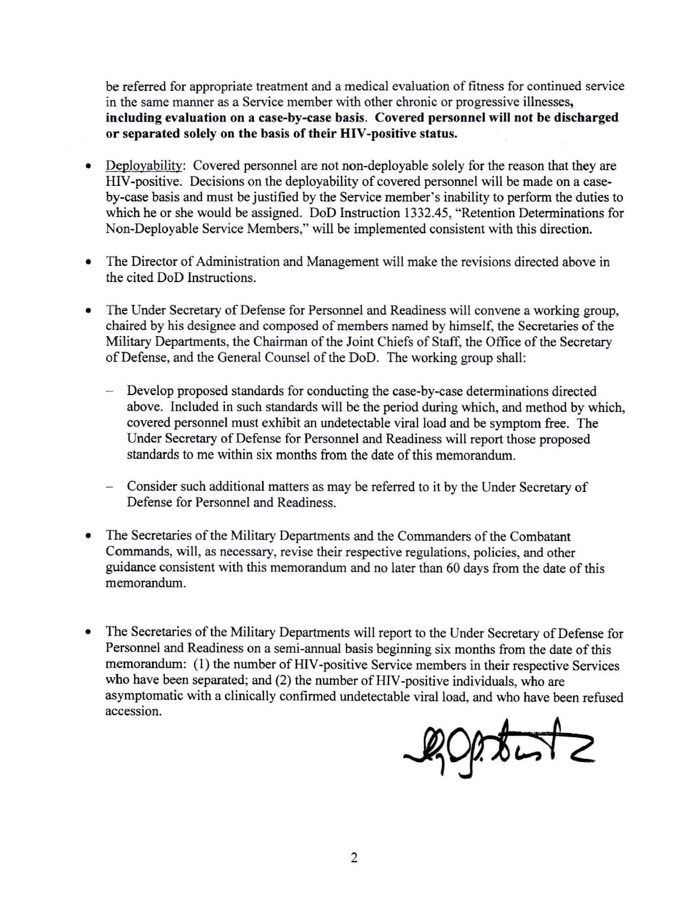be referred for appropriate treatment and a medical evaluation of fitness for continued service in the same manner as a Service member with other chronic or progressive illnesses, **including evaluation on a case-by-case basis. Covered personnel will not be discharged or separated solely on the basis of their HIV-positive status.**

- Deployability: Covered personnel are not non-deployable solely for the reason that they are HIV-positive. Decisions on the deployability of covered personnel will be made on a case-by-case basis and must be justified by the Service member's inability to perform the duties to which he or she would be assigned. DoD Instruction 1332.45, "Retention Determinations for Non-Deployable Service Members," will be implemented consistent with this direction.

- The Director of Administration and Management will make the revisions directed above in the cited DoD Instructions.

- The Under Secretary of Defense for Personnel and Readiness will convene a working group, chaired by his designee and composed of members named by himself, the Secretaries of the Military Departments, the Chairman of the Joint Chiefs of Staff, the Office of the Secretary of Defense, and the General Counsel of the DoD. The working group shall:

  - Develop proposed standards for conducting the case-by-case determinations directed above. Included in such standards will be the period during which, and method by which, covered personnel must exhibit an undetectable viral load and be symptom free. The Under Secretary of Defense for Personnel and Readiness will report those proposed standards to me within six months from the date of this memorandum.

  - Consider such additional matters as may be referred to it by the Under Secretary of Defense for Personnel and Readiness.

- The Secretaries of the Military Departments and the Commanders of the Combatant Commands, will, as necessary, revise their respective regulations, policies, and other guidance consistent with this memorandum and no later than 60 days from the date of this memorandum.

- The Secretaries of the Military Departments will report to the Under Secretary of Defense for Personnel and Readiness on a semi-annual basis beginning six months from the date of this memorandum: (1) the number of HIV-positive Service members in their respective Services who have been separated; and (2) the number of HIV-positive individuals, who are asymptomatic with a clinically confirmed undetectable viral load, and who have been refused accession.